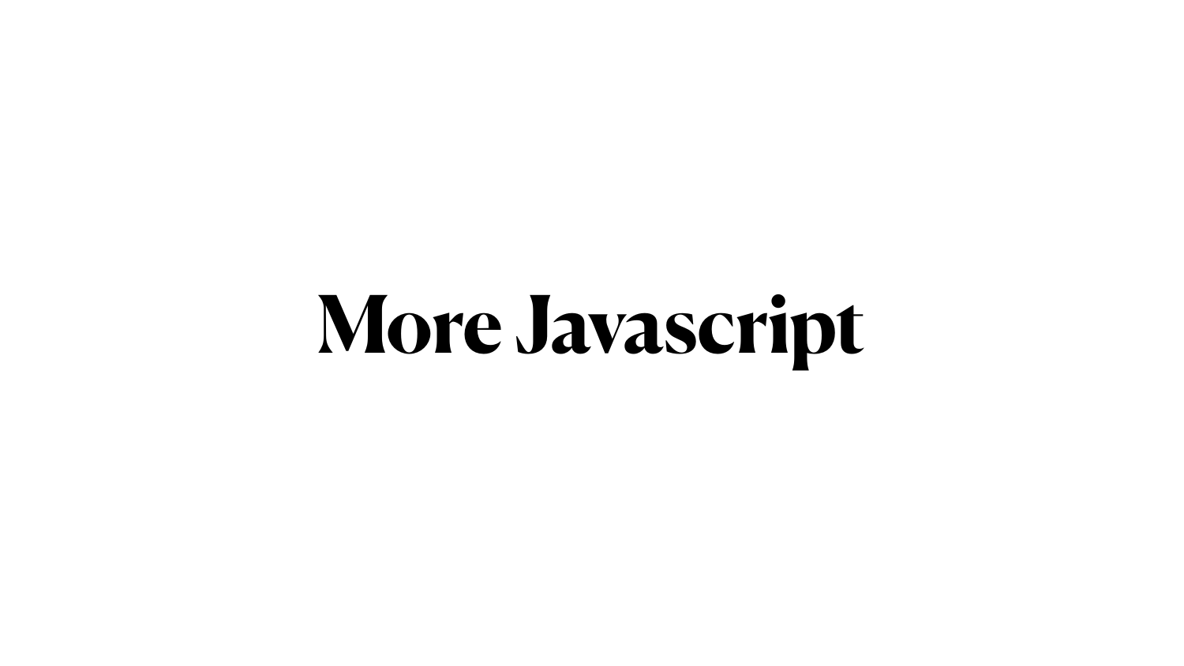# More Javascript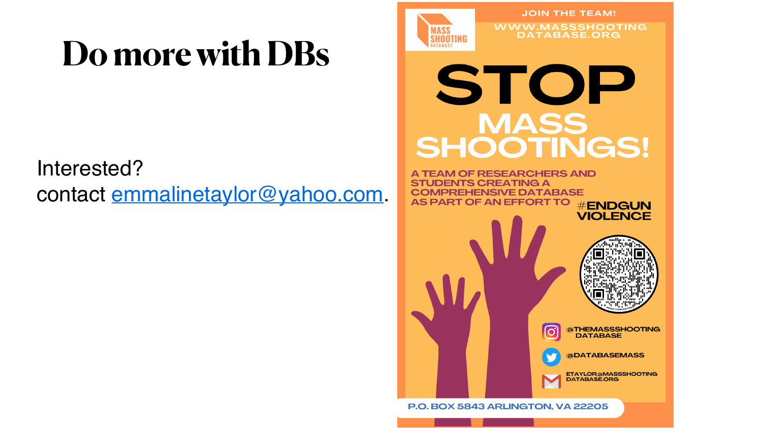# Do more with DBs

Interested?
contact [emmalinetaylor@yahoo.com](mailto:emmalinetaylor@yahoo.com).

MASS SHOOTING DATABASE

JOIN THE TEAM!

WWW.MASSSHOOTINGDATABASE.ORG

STOP MASS SHOOTINGS!

A TEAM OF RESEARCHERS AND STUDENTS CREATING A COMPREHENSIVE DATABASE AS PART OF AN EFFORT TO #ENDGUNVIOLENCE

@THEMASSSHOOTINGDATABASE

@DATABASEMASS

ETAYLOR@MASSSHOOTINGDATABASE.ORG

P.O. BOX 5843 ARLINGTON, VA 22205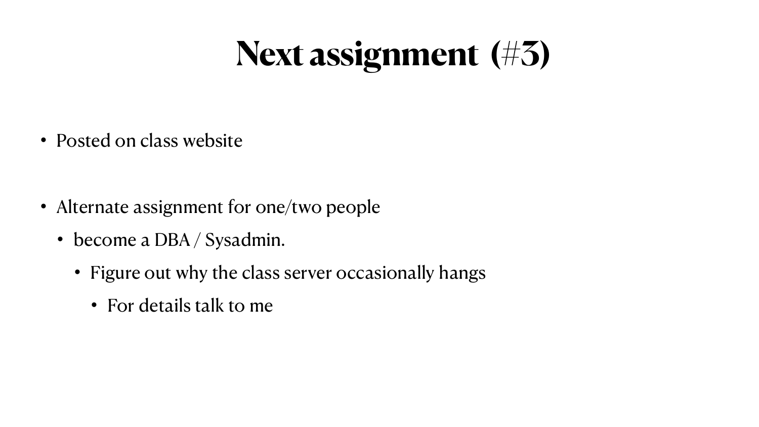# Next assignment (#3)

- Posted on class website

- Alternate assignment for one/two people
  - become a DBA / Sysadmin.
    - Figure out why the class server occasionally hangs
      - For details talk to me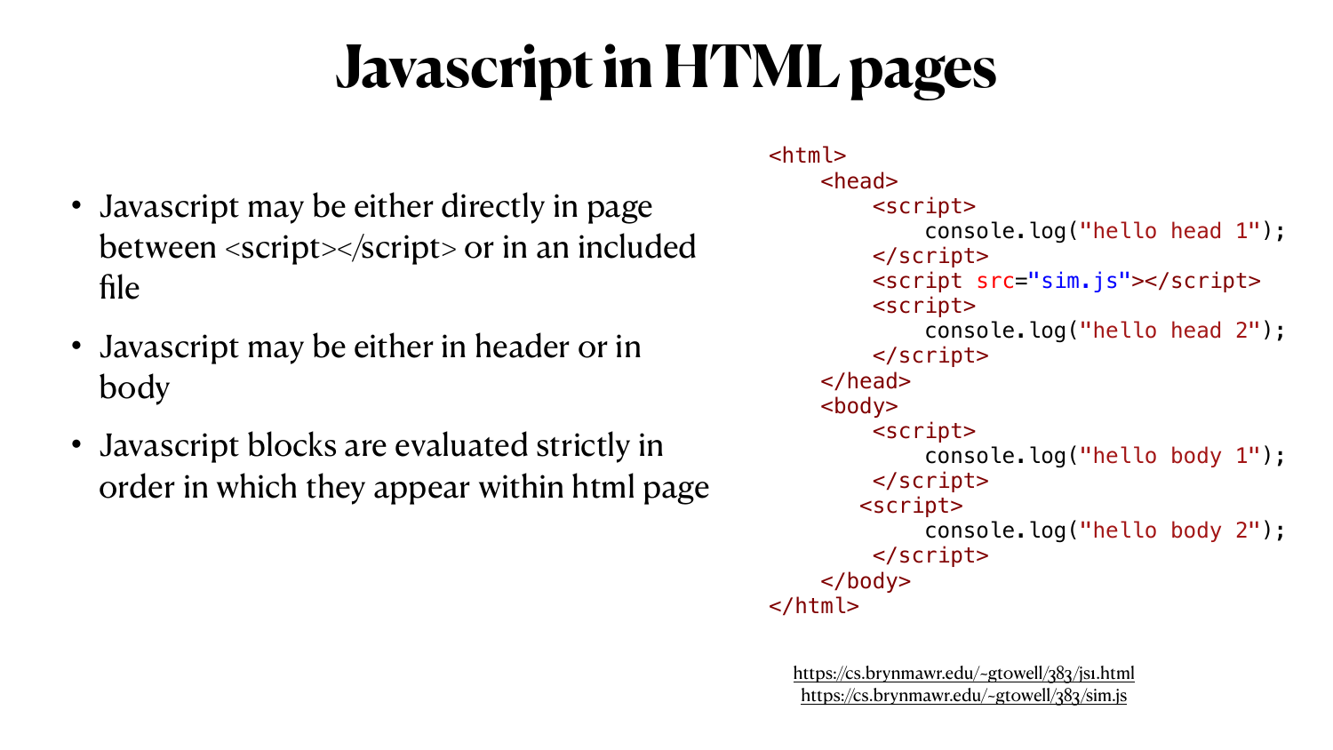# Javascript in HTML pages

- Javascript may be either directly in page between <script></script> or in an included file
- Javascript may be either in header or in body
- Javascript blocks are evaluated strictly in order in which they appear within html page

```html
<html>
    <head>
        <script>
            console.log("hello head 1");
        </script>
        <script src="sim.js"></script>
        <script>
            console.log("hello head 2");
        </script>
    </head>
    <body>
        <script>
            console.log("hello body 1");
        </script>
       <script>
            console.log("hello body 2");
        </script>
    </body>
</html>
```

https://cs.brynmawr.edu/~gtowell/383/js1.html
https://cs.brynmawr.edu/~gtowell/383/sim.js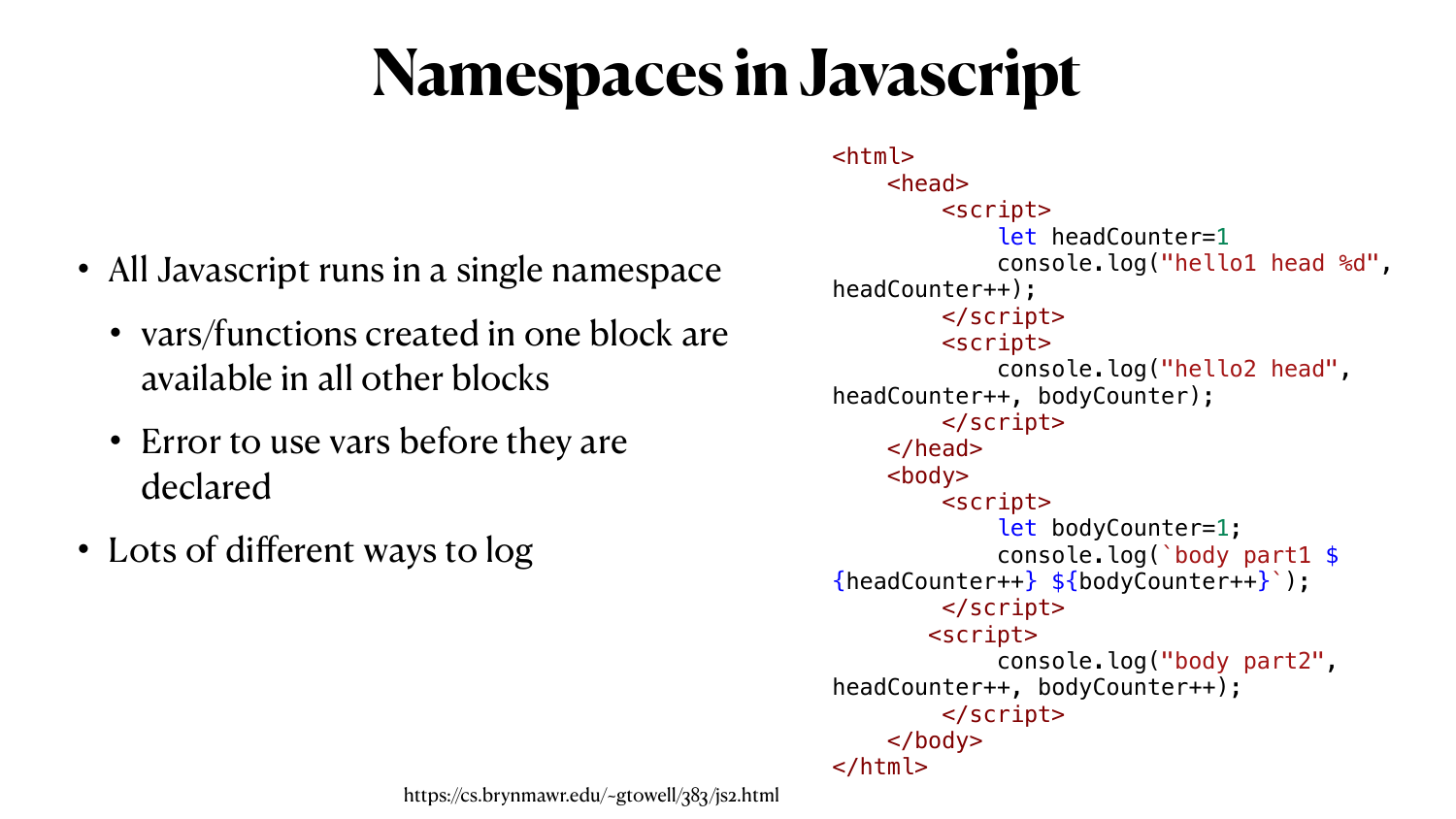# Namespaces in Javascript

- All Javascript runs in a single namespace
  - vars/functions created in one block are available in all other blocks
  - Error to use vars before they are declared
- Lots of different ways to log

```html
<html>
    <head>
        <script>
            let headCounter=1
            console.log("hello1 head %d",
headCounter++);
        </script>
        <script>
            console.log("hello2 head",
headCounter++, bodyCounter);
        </script>
    </head>
    <body>
        <script>
            let bodyCounter=1;
            console.log(`body part1 $
{headCounter++} ${bodyCounter++}`);
        </script>
       <script>
            console.log("body part2",
headCounter++, bodyCounter++);
        </script>
    </body>
</html>
```

https://cs.brynmawr.edu/~gtowell/383/js2.html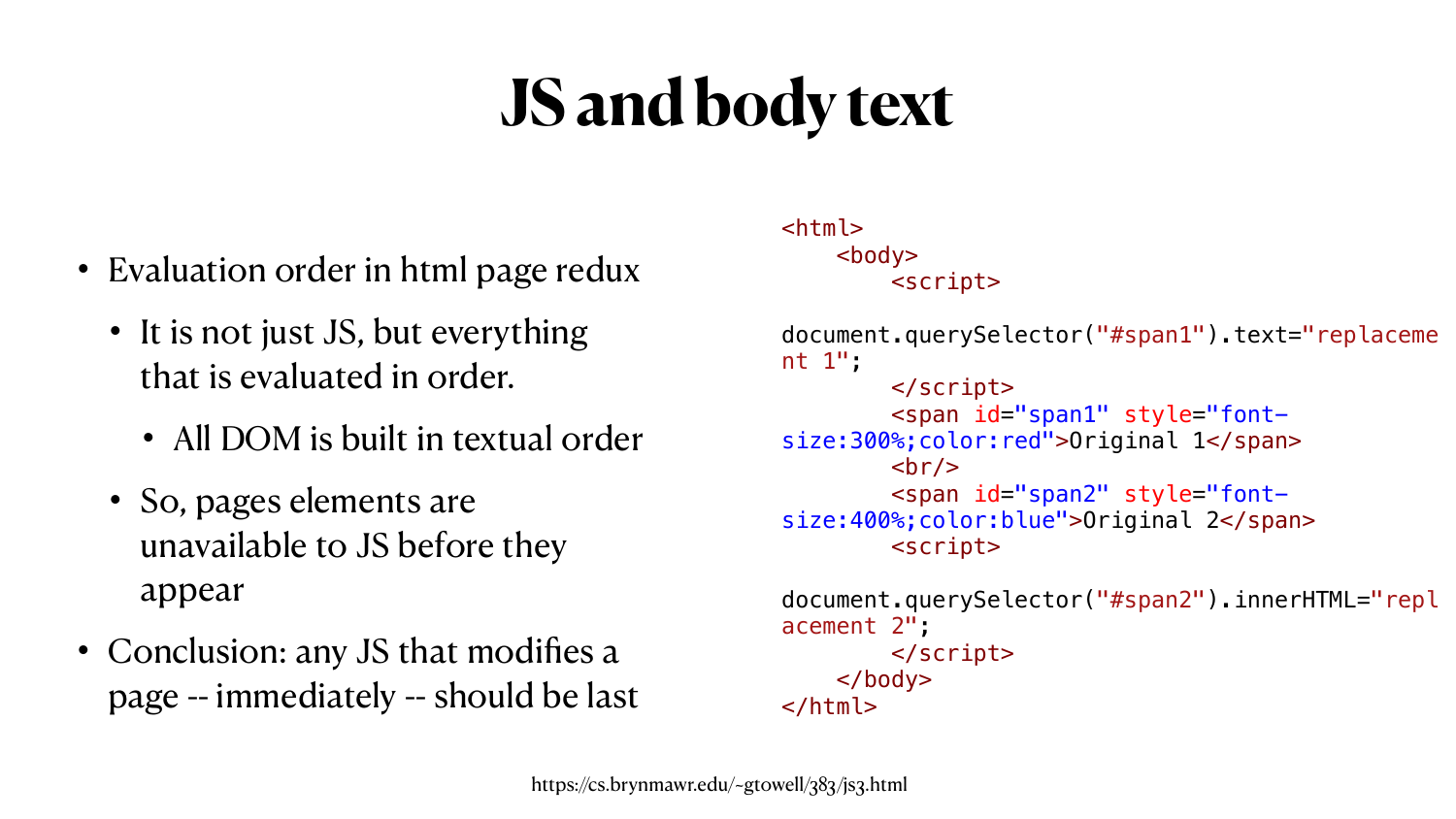# JS and body text

- Evaluation order in html page redux
  - It is not just JS, but everything that is evaluated in order.
    - All DOM is built in textual order
  - So, pages elements are unavailable to JS before they appear
- Conclusion: any JS that modifies a page -- immediately -- should be last

```html
<html>
    <body>
        <script>
document.querySelector("#span1").text="replacement 1";
        </script>
        <span id="span1" style="font-size:300%;color:red">Original 1</span>
        <br/>
        <span id="span2" style="font-size:400%;color:blue">Original 2</span>
        <script>
document.querySelector("#span2").innerHTML="replacement 2";
        </script>
    </body>
</html>
```

https://cs.brynmawr.edu/~gtowell/383/js3.html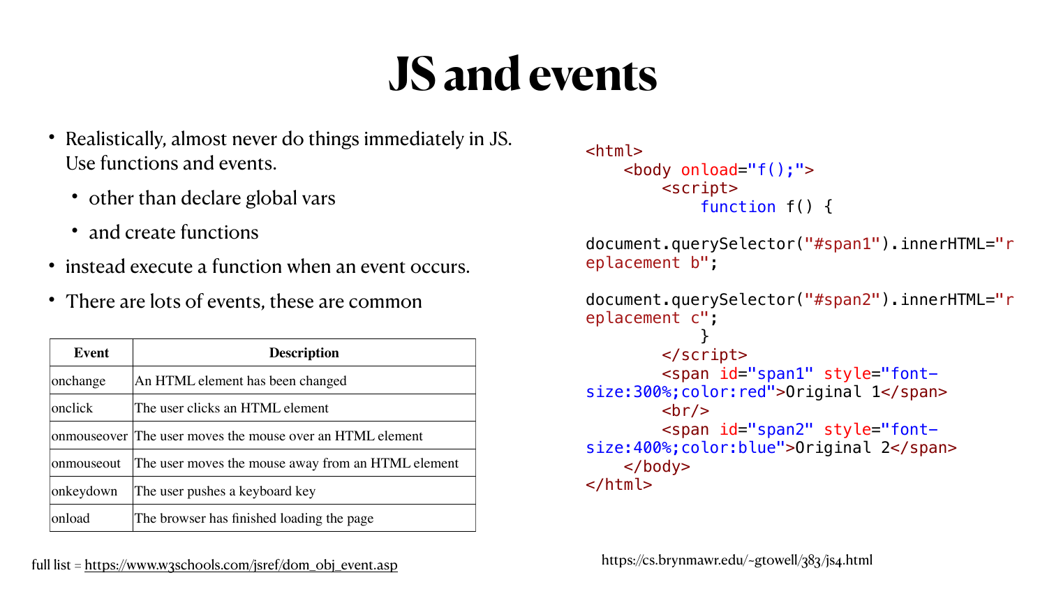# JS and events

- Realistically, almost never do things immediately in JS. Use functions and events.
  - other than declare global vars
  - and create functions
- instead execute a function when an event occurs.
- There are lots of events, these are common

| Event | Description |
|---|---|
| onchange | An HTML element has been changed |
| onclick | The user clicks an HTML element |
| onmouseover | The user moves the mouse over an HTML element |
| onmouseout | The user moves the mouse away from an HTML element |
| onkeydown | The user pushes a keyboard key |
| onload | The browser has finished loading the page |

full list = https://www.w3schools.com/jsref/dom_obj_event.asp

```html
<html>
    <body onload="f();">
        <script>
            function f() {
document.querySelector("#span1").innerHTML="replacement b";
document.querySelector("#span2").innerHTML="replacement c";
            }
        </script>
        <span id="span1" style="font-size:300%;color:red">Original 1</span>
        <br/>
        <span id="span2" style="font-size:400%;color:blue">Original 2</span>
    </body>
</html>
```

https://cs.brynmawr.edu/~gtowell/383/js4.html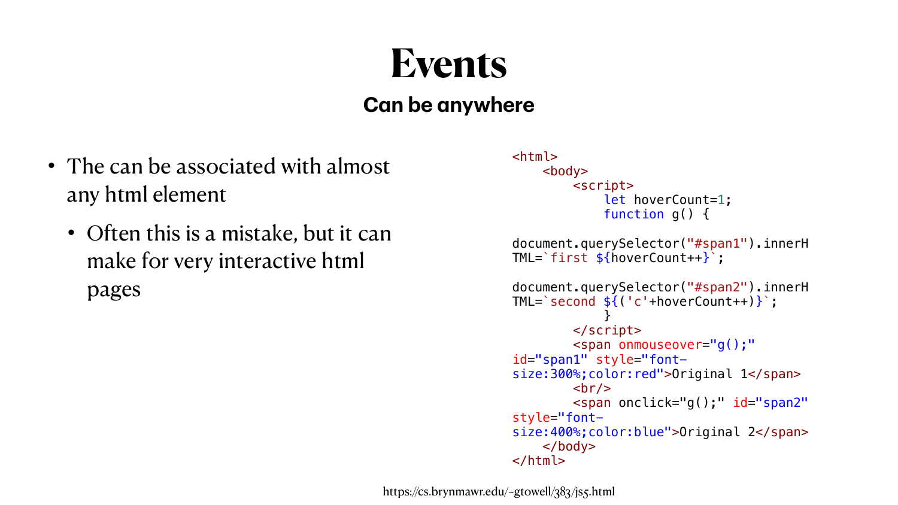# Events

## Can be anywhere

- The can be associated with almost any html element
  - Often this is a mistake, but it can make for very interactive html pages

```
<html>
    <body>
        <script>
            let hoverCount=1;
            function g() {
document.querySelector("#span1").innerHTML=`first ${hoverCount++}`;
document.querySelector("#span2").innerHTML=`second ${('c'+hoverCount++)}`;
            }
        </script>
        <span onmouseover="g();" id="span1" style="font-size:300%;color:red">Original 1</span>
        <br/>
        <span onclick="g();" id="span2" style="font-size:400%;color:blue">Original 2</span>
    </body>
</html>
```

https://cs.brynmawr.edu/~gtowell/383/js5.html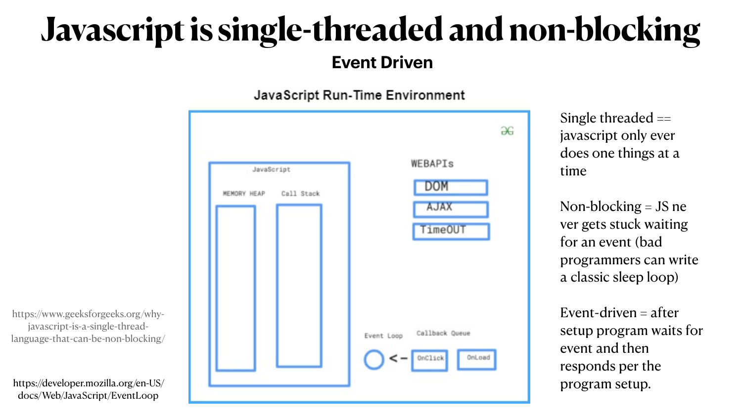# Javascript is single-threaded and non-blocking

## Event Driven

JavaScript Run-Time Environment

JavaScript

MEMORY HEAP

Call Stack

WEBAPIs

DOM

AJAX

TimeOUT

Event Loop

Callback Queue

OnClick

OnLoad

Single threaded == javascript only ever does one things at a time

Non-blocking = JS never gets stuck waiting for an event (bad programmers can write a classic sleep loop)

Event-driven = after setup program waits for event and then responds per the program setup.

https://www.geeksforgeeks.org/why-javascript-is-a-single-thread-language-that-can-be-non-blocking/

https://developer.mozilla.org/en-US/docs/Web/JavaScript/EventLoop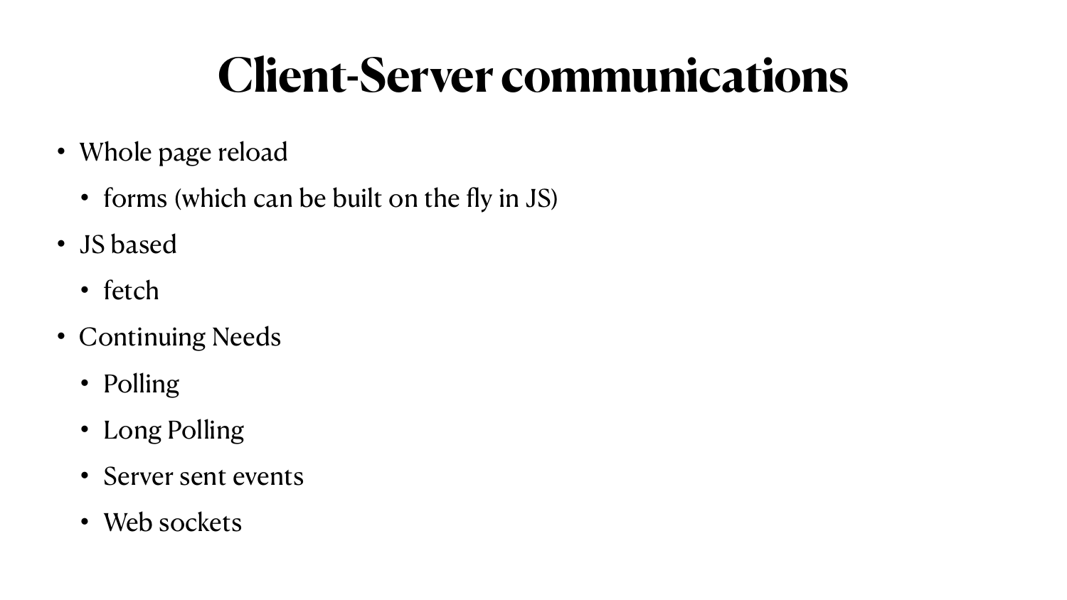# Client-Server communications

- Whole page reload
  - forms (which can be built on the fly in JS)
- JS based
  - fetch
- Continuing Needs
  - Polling
  - Long Polling
  - Server sent events
  - Web sockets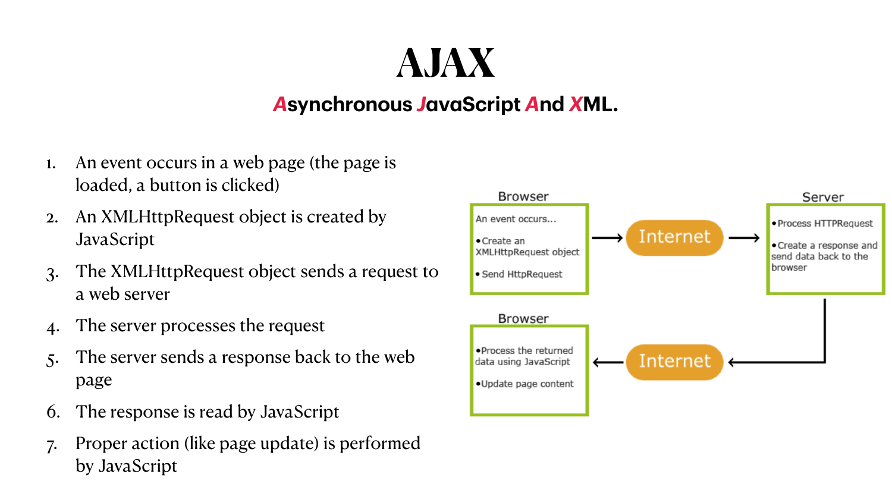# AJAX

**Asynchronous JavaScript And XML.**

1. An event occurs in a web page (the page is loaded, a button is clicked)
2. An XMLHttpRequest object is created by JavaScript
3. The XMLHttpRequest object sends a request to a web server
4. The server processes the request
5. The server sends a response back to the web page
6. The response is read by JavaScript
7. Proper action (like page update) is performed by JavaScript

**Browser**
An event occurs...
- Create an XMLHttpRequest object
- Send HttpRequest

→ Internet →

**Server**
- Process HTTPRequest
- Create a response and send data back to the browser

→ Internet →

**Browser**
- Process the returned data using JavaScript
- Update page content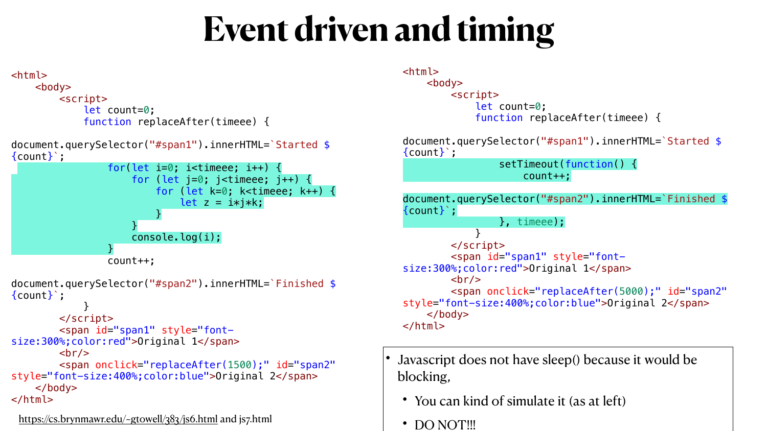# Event driven and timing

```html
<html>
    <body>
        <script>
            let count=0;
            function replaceAfter(timeee) {
document.querySelector("#span1").innerHTML=`Started ${count}`;
                for(let i=0; i<timeee; i++) {
                    for (let j=0; j<timeee; j++) {
                        for (let k=0; k<timeee; k++) {
                            let z = i*j*k;
                        }
                    }
                    console.log(i);
                }
                count++;
document.querySelector("#span2").innerHTML=`Finished ${count}`;
            }
        </script>
        <span id="span1" style="font-size:300%;color:red">Original 1</span>
        <br/>
        <span onclick="replaceAfter(1500);" id="span2" style="font-size:400%;color:blue">Original 2</span>
    </body>
</html>
```

https://cs.brynmawr.edu/~gtowell/383/js6.html and js7.html

```html
<html>
    <body>
        <script>
            let count=0;
            function replaceAfter(timeee) {
document.querySelector("#span1").innerHTML=`Started ${count}`;
                setTimeout(function() {
                    count++;
document.querySelector("#span2").innerHTML=`Finished ${count}`;
                }, timeee);
            }
        </script>
        <span id="span1" style="font-size:300%;color:red">Original 1</span>
        <br/>
        <span onclick="replaceAfter(5000);" id="span2" style="font-size:400%;color:blue">Original 2</span>
    </body>
</html>
```

- Javascript does not have sleep() because it would be blocking,
  - You can kind of simulate it (as at left)
  - DO NOT!!!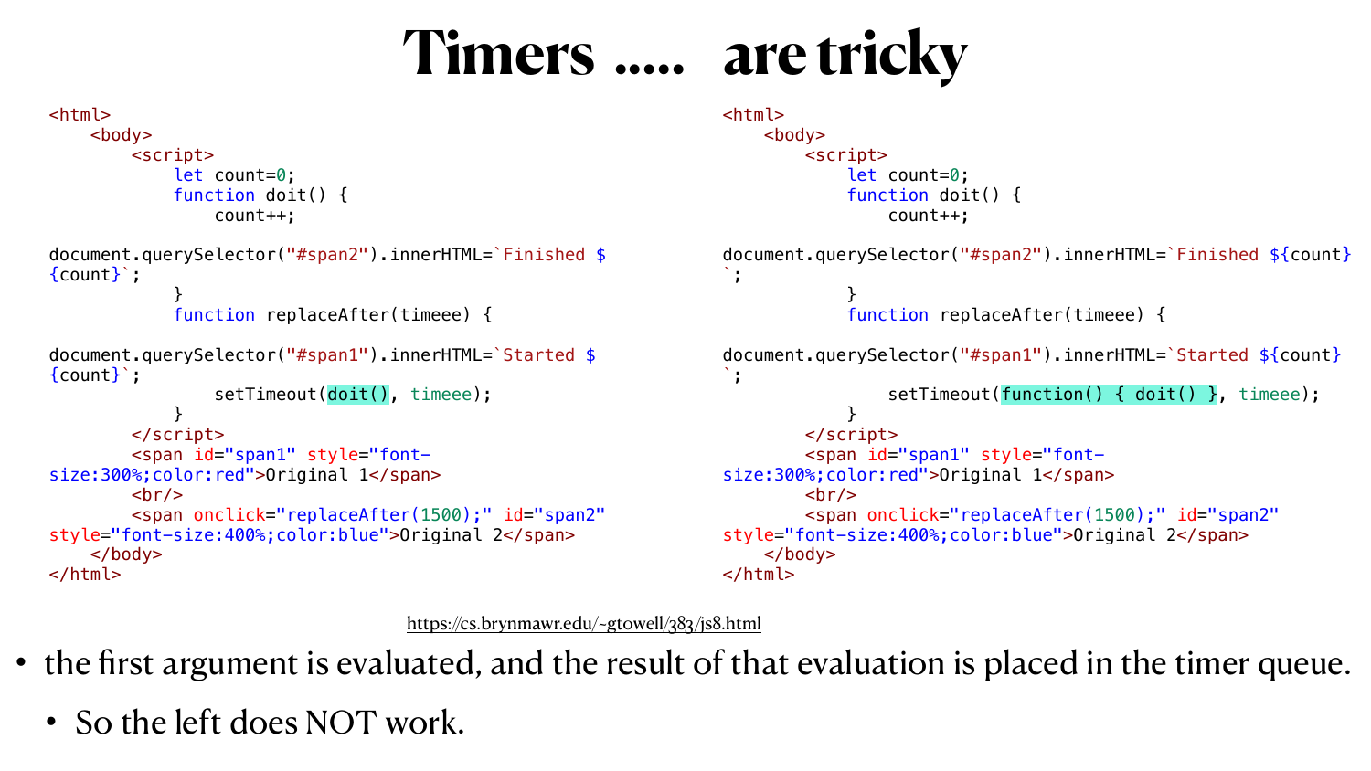# Timers ..... are tricky

```html
<html>
    <body>
        <script>
            let count=0;
            function doit() {
                count++;
document.querySelector("#span2").innerHTML=`Finished ${count}`;
            }
            function replaceAfter(timeee) {
document.querySelector("#span1").innerHTML=`Started ${count}`;
                setTimeout(doit(), timeee);
            }
        </script>
        <span id="span1" style="font-size:300%;color:red">Original 1</span>
        <br/>
        <span onclick="replaceAfter(1500);" id="span2" style="font-size:400%;color:blue">Original 2</span>
    </body>
</html>
```

```html
<html>
    <body>
        <script>
            let count=0;
            function doit() {
                count++;
document.querySelector("#span2").innerHTML=`Finished ${count}`;
            }
            function replaceAfter(timeee) {
document.querySelector("#span1").innerHTML=`Started ${count}`;
                setTimeout(function() { doit() }, timeee);
            }
        </script>
        <span id="span1" style="font-size:300%;color:red">Original 1</span>
        <br/>
        <span onclick="replaceAfter(1500);" id="span2" style="font-size:400%;color:blue">Original 2</span>
    </body>
</html>
```

https://cs.brynmawr.edu/~gtowell/383/js8.html

- the first argument is evaluated, and the result of that evaluation is placed in the timer queue.
  - So the left does NOT work.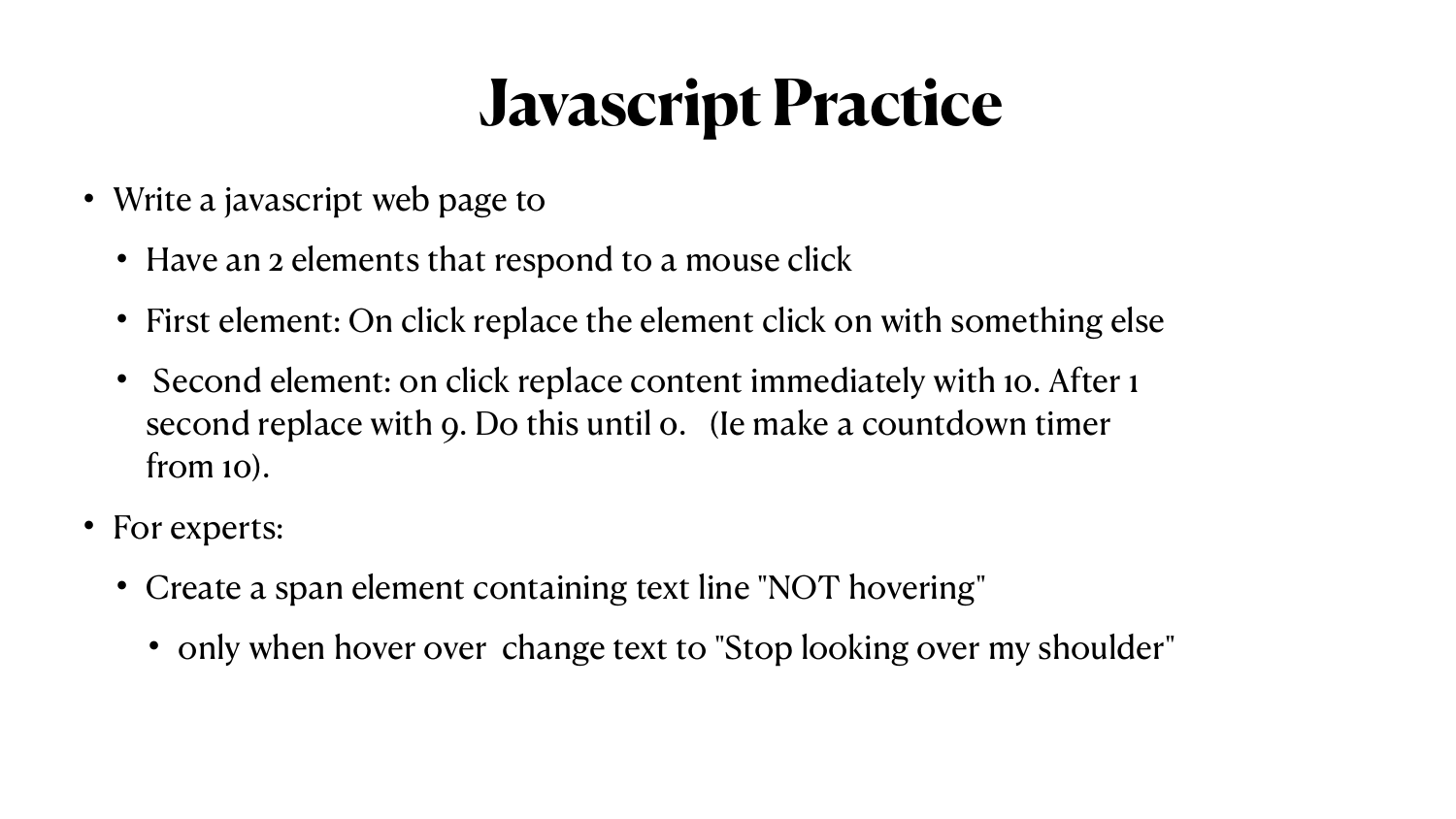# Javascript Practice

- Write a javascript web page to
  - Have an 2 elements that respond to a mouse click
  - First element: On click replace the element click on with something else
  - Second element: on click replace content immediately with 10. After 1 second replace with 9. Do this until 0. (Ie make a countdown timer from 10).
- For experts:
  - Create a span element containing text line "NOT hovering"
    - only when hover over change text to "Stop looking over my shoulder"